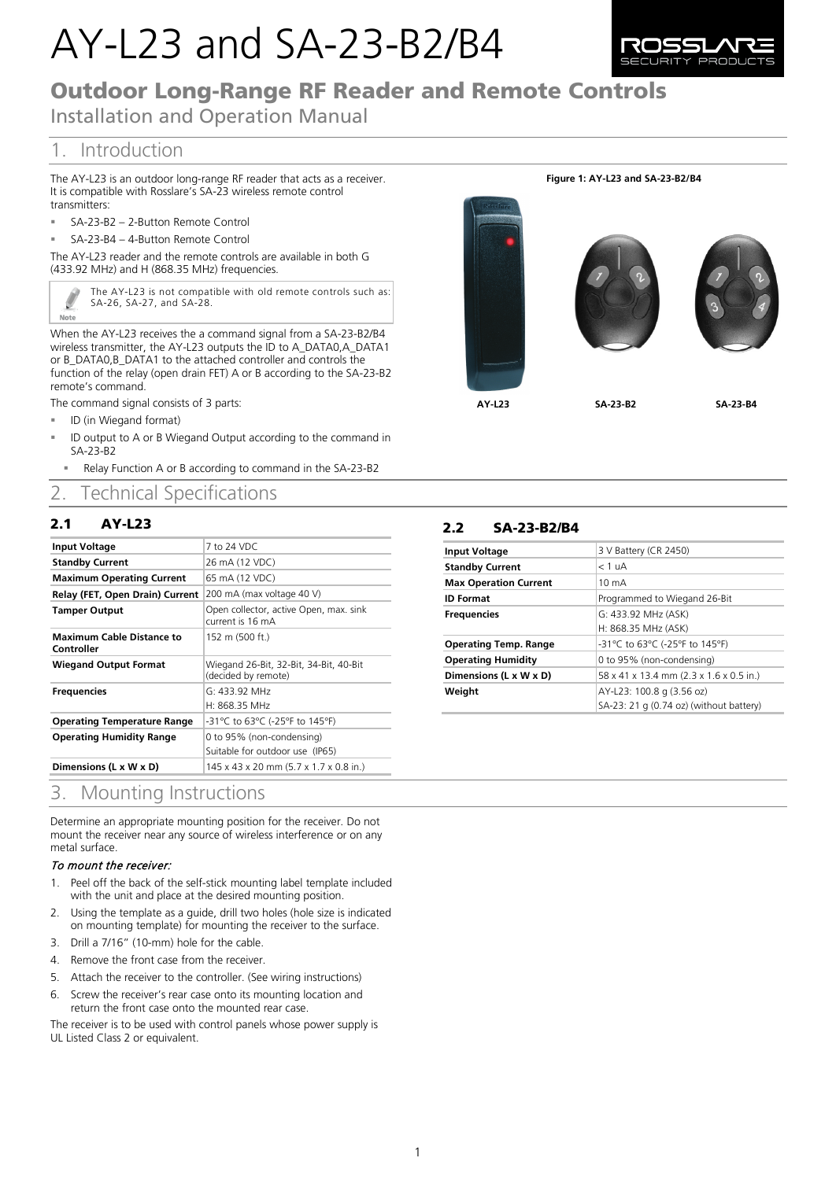# AY-L23 and SA-23-B2/B4

## Outdoor Long-Range RF Reader and Remote Controls

Installation and Operation Manual

## 1. Introduction

The AY-L23 is an outdoor long-range RF reader that acts as a receiver. It is compatible with Rosslare's SA-23 wireless remote control transmitters:

- SA-23-B2 – 2-Button Remote Control
- SA-23-B4 – 4-Button Remote Control

The AY-L23 reader and the remote controls are available in both G (433.92 MHz) and H (868.35 MHz) frequencies.

Note: The AY-L23 is not compatible with old remote controls such as: SA-26, SA-27, and SA-28.

When the AY-L23 receives the a command signal from a SA-23-B2/B4 wireless transmitter, the AY-L23 outputs the ID to A_DATA0,A_DATA1 or B_DATA0,B_DATA1 to the attached controller and controls the function of the relay (open drain FET) A or B according to the SA-23-B2 remote's command.

The command signal consists of 3 parts:

- ID (in Wiegand format)
- ID output to A or B Wiegand Output according to the command in SA-23-B2
  - Relay Function A or B according to command in the SA-23-B2

**Figure 1: AY-L23 and SA-23-B2/B4**

AY-L23 SA-23-B2 SA-23-B4

## 2. Technical Specifications

### 2.1 AY-L23

| | |
|---|---|
| **Input Voltage** | 7 to 24 VDC |
| **Standby Current** | 26 mA (12 VDC) |
| **Maximum Operating Current** | 65 mA (12 VDC) |
| **Relay (FET, Open Drain) Current** | 200 mA (max voltage 40 V) |
| **Tamper Output** | Open collector, active Open, max. sink current is 16 mA |
| **Maximum Cable Distance to Controller** | 152 m (500 ft.) |
| **Wiegand Output Format** | Wiegand 26-Bit, 32-Bit, 34-Bit, 40-Bit (decided by remote) |
| **Frequencies** | G: 433.92 MHz<br>H: 868.35 MHz |
| **Operating Temperature Range** | -31°C to 63°C (-25°F to 145°F) |
| **Operating Humidity Range** | 0 to 95% (non-condensing)<br>Suitable for outdoor use (IP65) |
| **Dimensions (L x W x D)** | 145 x 43 x 20 mm (5.7 x 1.7 x 0.8 in.) |

### 2.2 SA-23-B2/B4

| | |
|---|---|
| **Input Voltage** | 3 V Battery (CR 2450) |
| **Standby Current** | < 1 uA |
| **Max Operation Current** | 10 mA |
| **ID Format** | Programmed to Wiegand 26-Bit |
| **Frequencies** | G: 433.92 MHz (ASK)<br>H: 868.35 MHz (ASK) |
| **Operating Temp. Range** | -31°C to 63°C (-25°F to 145°F) |
| **Operating Humidity** | 0 to 95% (non-condensing) |
| **Dimensions (L x W x D)** | 58 x 41 x 13.4 mm (2.3 x 1.6 x 0.5 in.) |
| **Weight** | AY-L23: 100.8 g (3.56 oz)<br>SA-23: 21 g (0.74 oz) (without battery) |

## 3. Mounting Instructions

Determine an appropriate mounting position for the receiver. Do not mount the receiver near any source of wireless interference or on any metal surface.

*To mount the receiver:*

1. Peel off the back of the self-stick mounting label template included with the unit and place at the desired mounting position.
2. Using the template as a guide, drill two holes (hole size is indicated on mounting template) for mounting the receiver to the surface.
3. Drill a 7/16" (10-mm) hole for the cable.
4. Remove the front case from the receiver.
5. Attach the receiver to the controller. (See wiring instructions)
6. Screw the receiver's rear case onto its mounting location and return the front case onto the mounted rear case.

The receiver is to be used with control panels whose power supply is UL Listed Class 2 or equivalent.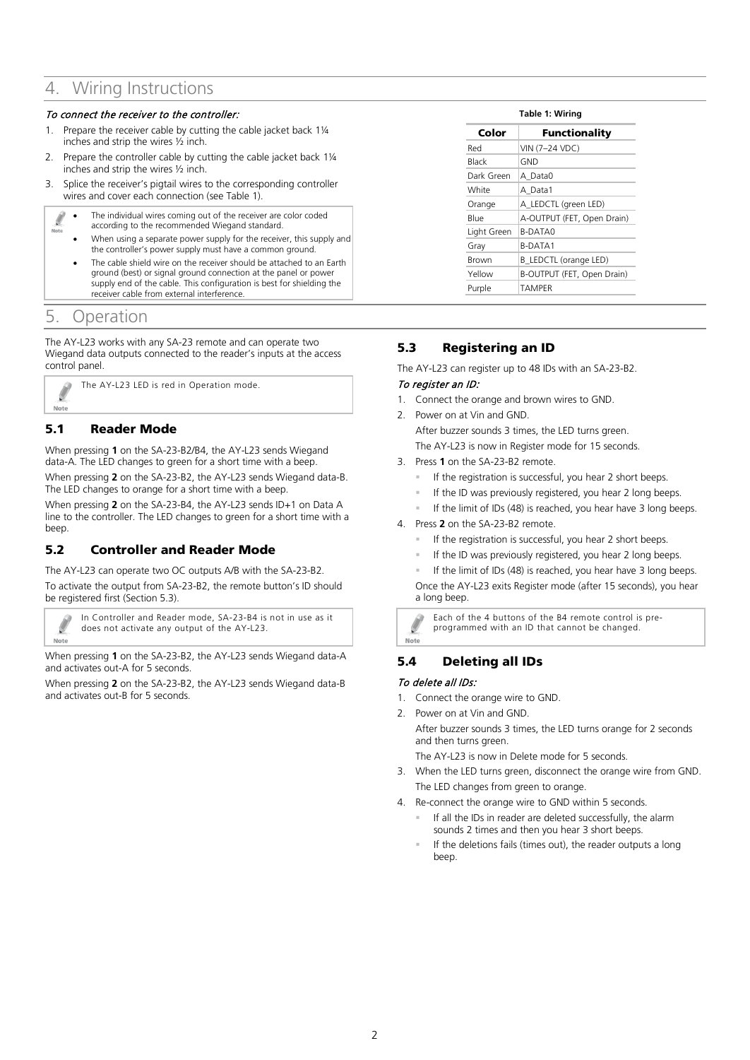# 4. Wiring Instructions

*To connect the receiver to the controller:*

1. Prepare the receiver cable by cutting the cable jacket back 1¼ inches and strip the wires ½ inch.
2. Prepare the controller cable by cutting the cable jacket back 1¼ inches and strip the wires ½ inch.
3. Splice the receiver's pigtail wires to the corresponding controller wires and cover each connection (see Table 1).

> **Note**
> - The individual wires coming out of the receiver are color coded according to the recommended Wiegand standard.
> - When using a separate power supply for the receiver, this supply and the controller's power supply must have a common ground.
> - The cable shield wire on the receiver should be attached to an Earth ground (best) or signal ground connection at the panel or power supply end of the cable. This configuration is best for shielding the receiver cable from external interference.

**Table 1: Wiring**

| Color | Functionality |
|---|---|
| Red | VIN (7–24 VDC) |
| Black | GND |
| Dark Green | A_Data0 |
| White | A_Data1 |
| Orange | A_LEDCTL (green LED) |
| Blue | A-OUTPUT (FET, Open Drain) |
| Light Green | B-DATA0 |
| Gray | B-DATA1 |
| Brown | B_LEDCTL (orange LED) |
| Yellow | B-OUTPUT (FET, Open Drain) |
| Purple | TAMPER |

# 5. Operation

The AY-L23 works with any SA-23 remote and can operate two Wiegand data outputs connected to the reader's inputs at the access control panel.

> **Note**
> The AY-L23 LED is red in Operation mode.

## 5.1 Reader Mode

When pressing **1** on the SA-23-B2/B4, the AY-L23 sends Wiegand data-A. The LED changes to green for a short time with a beep.

When pressing **2** on the SA-23-B2, the AY-L23 sends Wiegand data-B. The LED changes to orange for a short time with a beep.

When pressing **2** on the SA-23-B4, the AY-L23 sends ID+1 on Data A line to the controller. The LED changes to green for a short time with a beep.

## 5.2 Controller and Reader Mode

The AY-L23 can operate two OC outputs A/B with the SA-23-B2.

To activate the output from SA-23-B2, the remote button's ID should be registered first (Section 5.3).

> **Note**
> In Controller and Reader mode, SA-23-B4 is not in use as it does not activate any output of the AY-L23.

When pressing **1** on the SA-23-B2, the AY-L23 sends Wiegand data-A and activates out-A for 5 seconds.

When pressing **2** on the SA-23-B2, the AY-L23 sends Wiegand data-B and activates out-B for 5 seconds.

## 5.3 Registering an ID

The AY-L23 can register up to 48 IDs with an SA-23-B2.

*To register an ID:*

1. Connect the orange and brown wires to GND.
2. Power on at Vin and GND.
   After buzzer sounds 3 times, the LED turns green.
   The AY-L23 is now in Register mode for 15 seconds.
3. Press **1** on the SA-23-B2 remote.
   - If the registration is successful, you hear 2 short beeps.
   - If the ID was previously registered, you hear 2 long beeps.
   - If the limit of IDs (48) is reached, you hear have 3 long beeps.
4. Press **2** on the SA-23-B2 remote.
   - If the registration is successful, you hear 2 short beeps.
   - If the ID was previously registered, you hear 2 long beeps.
   - If the limit of IDs (48) is reached, you hear have 3 long beeps.

   Once the AY-L23 exits Register mode (after 15 seconds), you hear a long beep.

> **Note**
> Each of the 4 buttons of the B4 remote control is pre-programmed with an ID that cannot be changed.

## 5.4 Deleting all IDs

*To delete all IDs:*

1. Connect the orange wire to GND.
2. Power on at Vin and GND.
   After buzzer sounds 3 times, the LED turns orange for 2 seconds and then turns green.
   The AY-L23 is now in Delete mode for 5 seconds.
3. When the LED turns green, disconnect the orange wire from GND.
   The LED changes from green to orange.
4. Re-connect the orange wire to GND within 5 seconds.
   - If all the IDs in reader are deleted successfully, the alarm sounds 2 times and then you hear 3 short beeps.
   - If the deletions fails (times out), the reader outputs a long beep.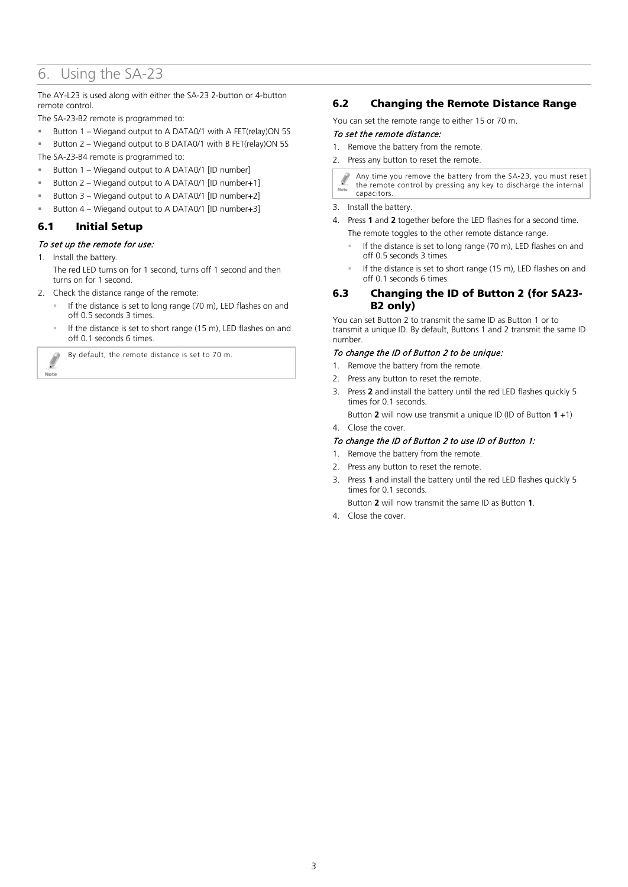# 6. Using the SA-23

The AY-L23 is used along with either the SA-23 2-button or 4-button remote control.

The SA-23-B2 remote is programmed to:

- Button 1 – Wiegand output to A DATA0/1 with A FET(relay)ON 5S
- Button 2 – Wiegand output to B DATA0/1 with B FET(relay)ON 5S

The SA-23-B4 remote is programmed to:

- Button 1 – Wiegand output to A DATA0/1 [ID number]
- Button 2 – Wiegand output to A DATA0/1 [ID number+1]
- Button 3 – Wiegand output to A DATA0/1 [ID number+2]
- Button 4 – Wiegand output to A DATA0/1 [ID number+3]

## 6.1 Initial Setup

*To set up the remote for use:*

1. Install the battery.

   The red LED turns on for 1 second, turns off 1 second and then turns on for 1 second.

2. Check the distance range of the remote:
   - If the distance is set to long range (70 m), LED flashes on and off 0.5 seconds 3 times.
   - If the distance is set to short range (15 m), LED flashes on and off 0.1 seconds 6 times.

> Note: By default, the remote distance is set to 70 m.

## 6.2 Changing the Remote Distance Range

You can set the remote range to either 15 or 70 m.

*To set the remote distance:*

1. Remove the battery from the remote.
2. Press any button to reset the remote.

> Note: Any time you remove the battery from the SA-23, you must reset the remote control by pressing any key to discharge the internal capacitors.

3. Install the battery.
4. Press **1** and **2** together before the LED flashes for a second time.

   The remote toggles to the other remote distance range.
   - If the distance is set to long range (70 m), LED flashes on and off 0.5 seconds 3 times.
   - If the distance is set to short range (15 m), LED flashes on and off 0.1 seconds 6 times.

## 6.3 Changing the ID of Button 2 (for SA23-B2 only)

You can set Button 2 to transmit the same ID as Button 1 or to transmit a unique ID. By default, Buttons 1 and 2 transmit the same ID number.

*To change the ID of Button 2 to be unique:*

1. Remove the battery from the remote.
2. Press any button to reset the remote.
3. Press **2** and install the battery until the red LED flashes quickly 5 times for 0.1 seconds.

   Button **2** will now use transmit a unique ID (ID of Button **1** +1)

4. Close the cover.

*To change the ID of Button 2 to use ID of Button 1:*

1. Remove the battery from the remote.
2. Press any button to reset the remote.
3. Press **1** and install the battery until the red LED flashes quickly 5 times for 0.1 seconds.

   Button **2** will now transmit the same ID as Button **1**.

4. Close the cover.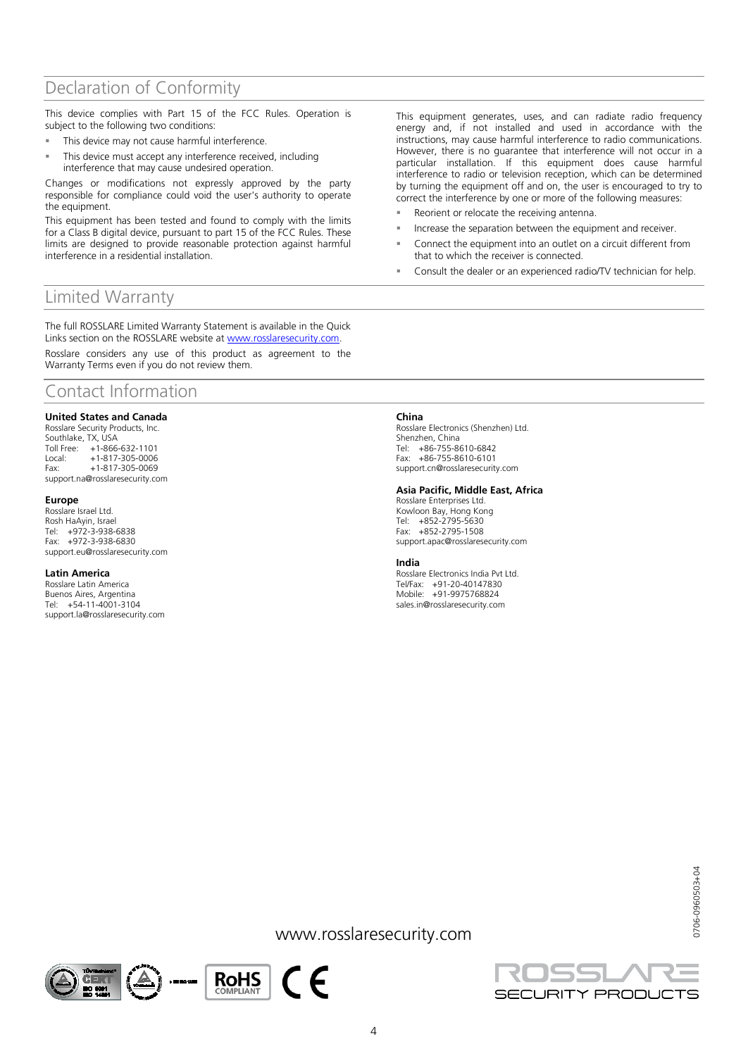## Declaration of Conformity

This device complies with Part 15 of the FCC Rules. Operation is subject to the following two conditions:

- This device may not cause harmful interference.
- This device must accept any interference received, including interference that may cause undesired operation.

Changes or modifications not expressly approved by the party responsible for compliance could void the user's authority to operate the equipment.

This equipment has been tested and found to comply with the limits for a Class B digital device, pursuant to part 15 of the FCC Rules. These limits are designed to provide reasonable protection against harmful interference in a residential installation.

This equipment generates, uses, and can radiate radio frequency energy and, if not installed and used in accordance with the instructions, may cause harmful interference to radio communications. However, there is no guarantee that interference will not occur in a particular installation. If this equipment does cause harmful interference to radio or television reception, which can be determined by turning the equipment off and on, the user is encouraged to try to correct the interference by one or more of the following measures:

- Reorient or relocate the receiving antenna.
- Increase the separation between the equipment and receiver.
- Connect the equipment into an outlet on a circuit different from that to which the receiver is connected.
- Consult the dealer or an experienced radio/TV technician for help.

## Limited Warranty

The full ROSSLARE Limited Warranty Statement is available in the Quick Links section on the ROSSLARE website at www.rosslaresecurity.com.

Rosslare considers any use of this product as agreement to the Warranty Terms even if you do not review them.

## Contact Information

**United States and Canada**
Rosslare Security Products, Inc.
Southlake, TX, USA
Toll Free: +1-866-632-1101
Local: +1-817-305-0006
Fax: +1-817-305-0069
support.na@rosslaresecurity.com

**Europe**
Rosslare Israel Ltd.
Rosh HaAyin, Israel
Tel: +972-3-938-6838
Fax: +972-3-938-6830
support.eu@rosslaresecurity.com

**Latin America**
Rosslare Latin America
Buenos Aires, Argentina
Tel: +54-11-4001-3104
support.la@rosslaresecurity.com

**China**
Rosslare Electronics (Shenzhen) Ltd.
Shenzhen, China
Tel: +86-755-8610-6842
Fax: +86-755-8610-6101
support.cn@rosslaresecurity.com

**Asia Pacific, Middle East, Africa**
Rosslare Enterprises Ltd.
Kowloon Bay, Hong Kong
Tel: +852-2795-5630
Fax: +852-2795-1508
support.apac@rosslaresecurity.com

**India**
Rosslare Electronics India Pvt Ltd.
Tel/Fax: +91-20-40147830
Mobile: +91-9975768824
sales.in@rosslaresecurity.com

www.rosslaresecurity.com

0706-0960503+04

RoHS COMPLIANT

ROSSLARE SECURITY PRODUCTS